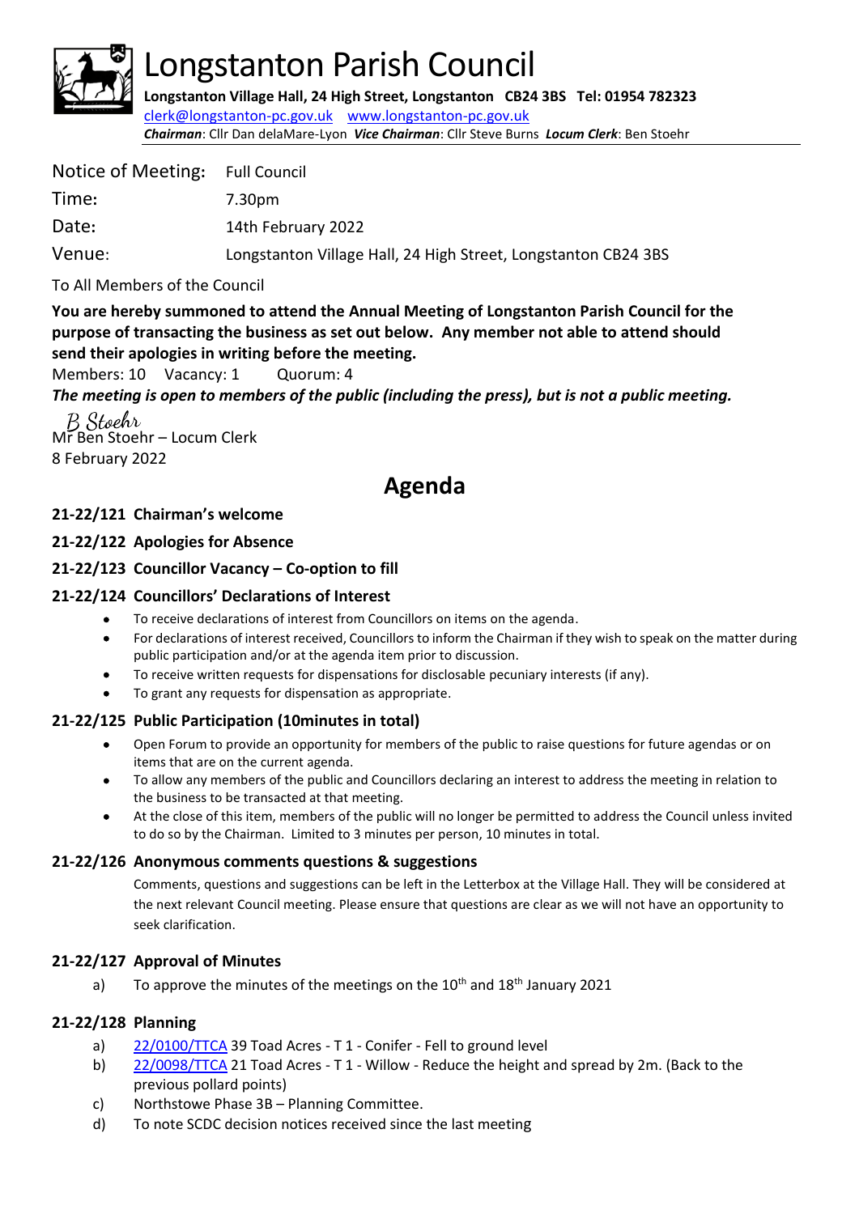# Longstanton Parish Council

**Longstanton Village Hall, 24 High Street, Longstanton CB24 3BS Tel: 01954 782323**
clerk@longstanton-pc.gov.uk www.longstanton-pc.gov.uk
***Chairman***: Cllr Dan delaMare-Lyon ***Vice Chairman***: Cllr Steve Burns ***Locum Clerk***: Ben Stoehr

| | |
|---|---|
| Notice of Meeting: | Full Council |
| Time: | 7.30pm |
| Date: | 14th February 2022 |
| Venue: | Longstanton Village Hall, 24 High Street, Longstanton CB24 3BS |

To All Members of the Council

**You are hereby summoned to attend the Annual Meeting of Longstanton Parish Council for the purpose of transacting the business as set out below. Any member not able to attend should send their apologies in writing before the meeting.**

Members: 10 Vacancy: 1 Quorum: 4

***The meeting is open to members of the public (including the press), but is not a public meeting.***

B Stoehr
Mr Ben Stoehr – Locum Clerk
8 February 2022

## Agenda

### 21-22/121 Chairman's welcome

### 21-22/122 Apologies for Absence

### 21-22/123 Councillor Vacancy – Co-option to fill

### 21-22/124 Councillors' Declarations of Interest

- To receive declarations of interest from Councillors on items on the agenda.
- For declarations of interest received, Councillors to inform the Chairman if they wish to speak on the matter during public participation and/or at the agenda item prior to discussion.
- To receive written requests for dispensations for disclosable pecuniary interests (if any).
- To grant any requests for dispensation as appropriate.

### 21-22/125 Public Participation (10minutes in total)

- Open Forum to provide an opportunity for members of the public to raise questions for future agendas or on items that are on the current agenda.
- To allow any members of the public and Councillors declaring an interest to address the meeting in relation to the business to be transacted at that meeting.
- At the close of this item, members of the public will no longer be permitted to address the Council unless invited to do so by the Chairman. Limited to 3 minutes per person, 10 minutes in total.

### 21-22/126 Anonymous comments questions & suggestions

Comments, questions and suggestions can be left in the Letterbox at the Village Hall. They will be considered at the next relevant Council meeting. Please ensure that questions are clear as we will not have an opportunity to seek clarification.

### 21-22/127 Approval of Minutes

a) To approve the minutes of the meetings on the 10th and 18th January 2021

### 21-22/128 Planning

a) 22/0100/TTCA 39 Toad Acres - T 1 - Conifer - Fell to ground level
b) 22/0098/TTCA 21 Toad Acres - T 1 - Willow - Reduce the height and spread by 2m. (Back to the previous pollard points)
c) Northstowe Phase 3B – Planning Committee.
d) To note SCDC decision notices received since the last meeting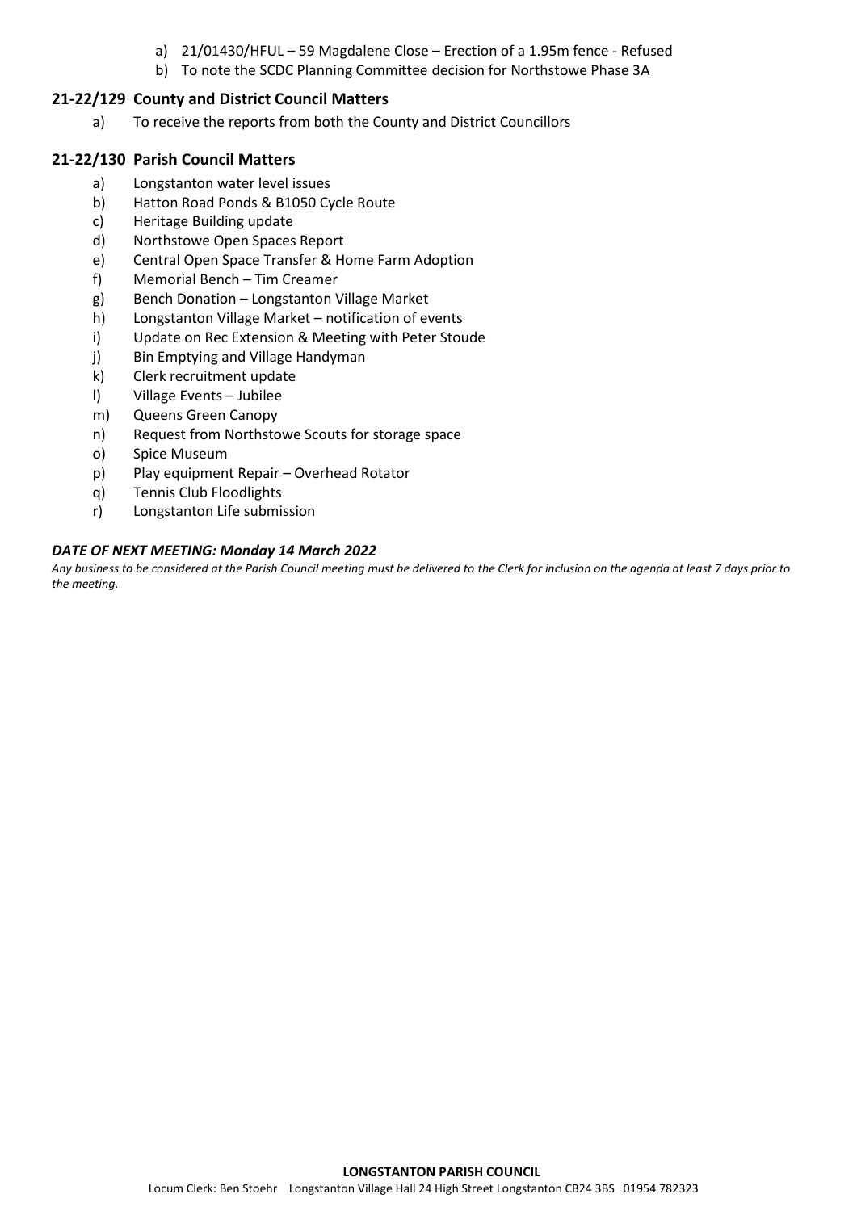a) 21/01430/HFUL – 59 Magdalene Close – Erection of a 1.95m fence - Refused
b) To note the SCDC Planning Committee decision for Northstowe Phase 3A

### 21-22/129 County and District Council Matters

a) To receive the reports from both the County and District Councillors

### 21-22/130 Parish Council Matters

a) Longstanton water level issues
b) Hatton Road Ponds & B1050 Cycle Route
c) Heritage Building update
d) Northstowe Open Spaces Report
e) Central Open Space Transfer & Home Farm Adoption
f) Memorial Bench – Tim Creamer
g) Bench Donation – Longstanton Village Market
h) Longstanton Village Market – notification of events
i) Update on Rec Extension & Meeting with Peter Stoude
j) Bin Emptying and Village Handyman
k) Clerk recruitment update
l) Village Events – Jubilee
m) Queens Green Canopy
n) Request from Northstowe Scouts for storage space
o) Spice Museum
p) Play equipment Repair – Overhead Rotator
q) Tennis Club Floodlights
r) Longstanton Life submission

***DATE OF NEXT MEETING: Monday 14 March 2022***

*Any business to be considered at the Parish Council meeting must be delivered to the Clerk for inclusion on the agenda at least 7 days prior to the meeting.*

**LONGSTANTON PARISH COUNCIL**

Locum Clerk: Ben Stoehr Longstanton Village Hall 24 High Street Longstanton CB24 3BS 01954 782323